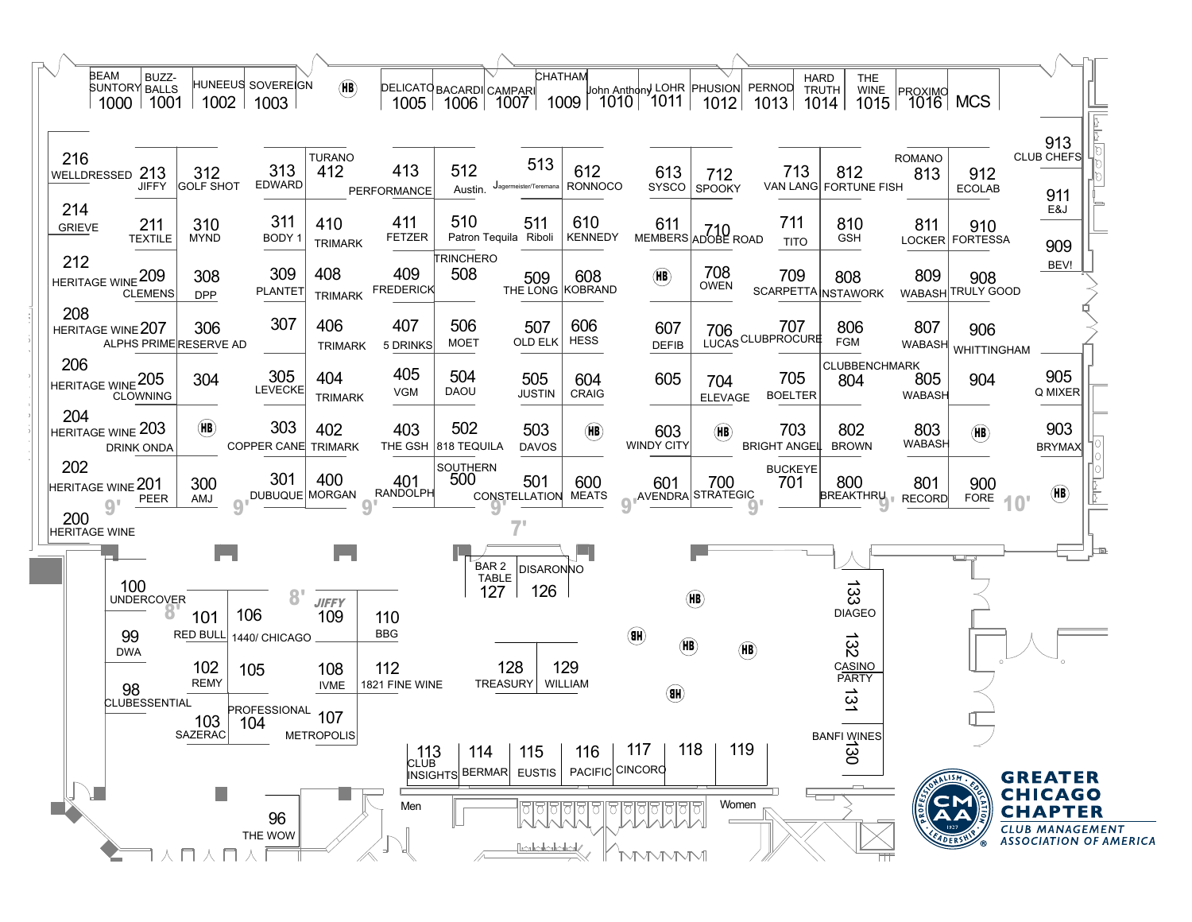# GREATER CHICAGO CHAPTER

CLUB MANAGEMENT ASSOCIATION OF AMERICA

| Booth | Exhibitor |
| --- | --- |
| 1000 | BEAM SUNTORY |
| 1001 | BUZZ-BALLS |
| 1002 | HUNEEUS |
| 1003 | SOVEREIGN |
| 1005 | DELICATO |
| 1006 | BACARDI |
| 1007 | CAMPARI |
| 1009 | CHATHAM |
| 1010 | John Anthony |
| 1011 | LOHR |
| 1012 | PHUSION |
| 1013 | PERNOD |
| 1014 | HARD TRUTH |
| 1015 | THE WINE |
| 1016 | PROXIMO |
| MCS | |
| 216 | WELLDRESSED |
| 213 | JIFFY |
| 312 | GOLF SHOT |
| 313 | EDWARD |
| 412 | TURANO |
| 413 | PERFORMANCE |
| 512 | Austin. |
| 513 | Jagermeister/Teremana |
| 612 | RONNOCO |
| 613 | SYSCO |
| 712 | SPOOKY |
| 713 | VAN LANG |
| 812 | FORTUNE FISH |
| 813 | ROMANO |
| 912 | ECOLAB |
| 913 | CLUB CHEFS |
| 214 | GRIEVE |
| 211 | TEXTILE |
| 310 | MYND |
| 311 | BODY 1 |
| 410 | TRIMARK |
| 411 | FETZER |
| 510 | Patron Tequila |
| 511 | Riboli |
| 610 | KENNEDY |
| 611 | MEMBERS |
| 710 | ADOBE ROAD |
| 711 | TITO |
| 810 | GSH |
| 811 | LOCKER |
| 910 | FORTESSA |
| 911 | E&J |
| 212 | HERITAGE WINE |
| 209 | CLEMENS |
| 308 | DPP |
| 309 | PLANTET |
| 408 | TRIMARK |
| 409 | FREDERICK |
| 508 | TRINCHERO |
| 509 | THE LONG |
| 608 | KOBRAND |
| 708 | OWEN |
| 709 | SCARPETTA |
| 808 | INSTAWORK |
| 809 | WABASH |
| 908 | TRULY GOOD |
| 909 | BEV! |
| 208 | HERITAGE WINE |
| 207 | ALPHS PRIME |
| 306 | RESERVE AD |
| 307 | |
| 406 | TRIMARK |
| 407 | 5 DRINKS |
| 506 | MOET |
| 507 | OLD ELK |
| 606 | HESS |
| 607 | DEFIB |
| 706 | LUCAS |
| 707 | CLUBPROCURE |
| 806 | FGM |
| 807 | WABASH |
| 906 | WHITTINGHAM |
| 206 | HERITAGE WINE |
| 205 | CLOWNING |
| 304 | |
| 305 | LEVECKE |
| 404 | TRIMARK |
| 405 | VGM |
| 504 | DAOU |
| 505 | JUSTIN |
| 604 | CRAIG |
| 605 | |
| 704 | ELEVAGE |
| 705 | BOELTER |
| 804 | CLUBBENCHMARK |
| 805 | WABASH |
| 904 | |
| 905 | Q MIXER |
| 204 | HERITAGE WINE |
| 203 | DRINK ONDA |
| 303 | COPPER CANE |
| 402 | TRIMARK |
| 403 | THE GSH |
| 502 | 818 TEQUILA |
| 503 | DAVOS |
| 603 | WINDY CITY |
| 703 | BRIGHT ANGEL |
| 802 | BROWN |
| 803 | WABASH |
| 903 | BRYMAX |
| 202 | HERITAGE WINE |
| 201 | PEER |
| 300 | AMJ |
| 301 | DUBUQUE |
| 400 | MORGAN |
| 401 | RANDOLPH |
| 500 | SOUTHERN |
| 501 | CONSTELLATION |
| 600 | MEATS |
| 601 | AVENDRA |
| 700 | STRATEGIC |
| 701 | BUCKEYE |
| 800 | BREAKTHRU |
| 801 | RECORD |
| 900 | FORE |
| 200 | HERITAGE WINE |
| 100 | UNDERCOVER |
| 99 | DWA |
| 98 | CLUBESSENTIAL |
| 101 | RED BULL |
| 102 | REMY |
| 103 | SAZERAC |
| 104 | PROFESSIONAL |
| 105 | |
| 106 | 1440/ CHICAGO |
| 107 | METROPOLIS |
| 108 | IVME |
| 109 | JIFFY |
| 110 | BBG |
| 112 | 1821 FINE WINE |
| 127 | BAR 2 TABLE |
| 126 | DISARONNO |
| 128 | TREASURY |
| 129 | WILLIAM |
| 133 | DIAGEO |
| 132 | CASINO PARTY |
| 131 | |
| 130 | BANFI WINES |
| 113 | CLUB INSIGHTS |
| 114 | BERMAR |
| 115 | EUSTIS |
| 116 | PACIFIC |
| 117 | CINCORO |
| 118 | |
| 119 | |
| 96 | THE WOW |

Men · Women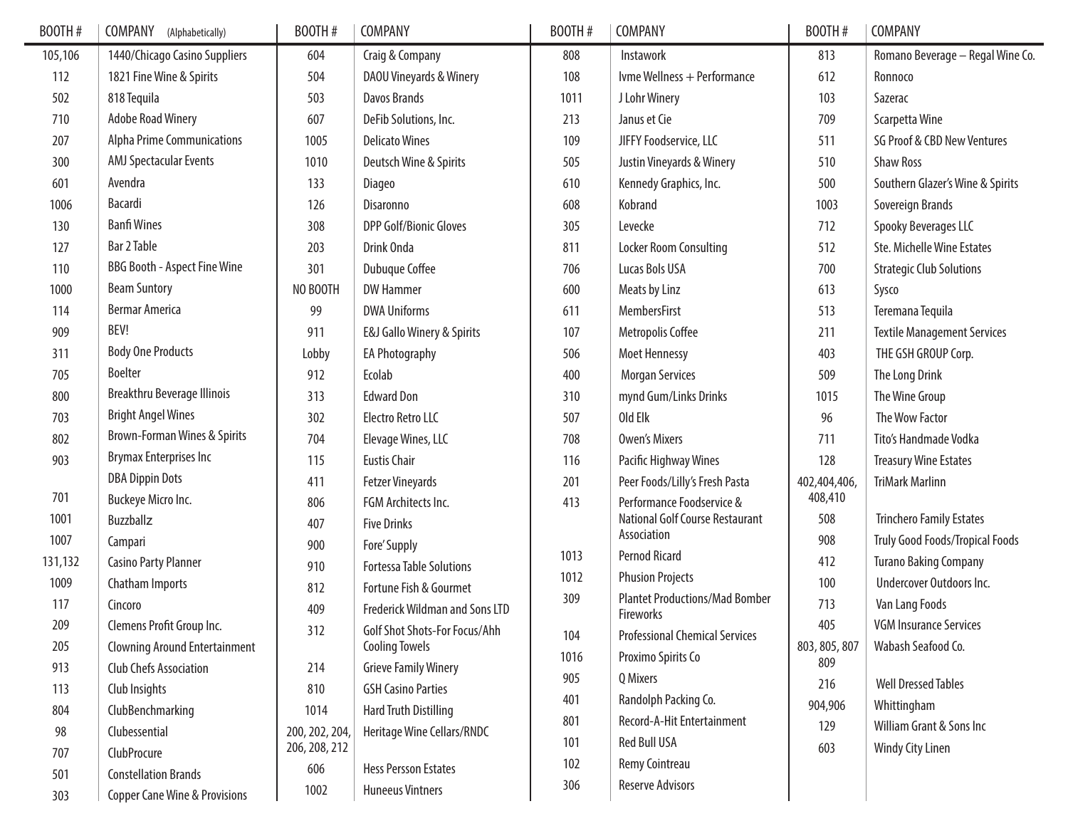| BOOTH # | COMPANY (Alphabetically) |
|---|---|
| 105,106 | 1440/Chicago Casino Suppliers |
| 112 | 1821 Fine Wine & Spirits |
| 502 | 818 Tequila |
| 710 | Adobe Road Winery |
| 207 | Alpha Prime Communications |
| 300 | AMJ Spectacular Events |
| 601 | Avendra |
| 1006 | Bacardi |
| 130 | Banfi Wines |
| 127 | Bar 2 Table |
| 110 | BBG Booth - Aspect Fine Wine |
| 1000 | Beam Suntory |
| 114 | Bermar America |
| 909 | BEV! |
| 311 | Body One Products |
| 705 | Boelter |
| 800 | Breakthru Beverage Illinois |
| 703 | Bright Angel Wines |
| 802 | Brown-Forman Wines & Spirits |
| 903 | Brymax Enterprises Inc DBA Dippin Dots |
| 701 | Buckeye Micro Inc. |
| 1001 | Buzzballz |
| 1007 | Campari |
| 131,132 | Casino Party Planner |
| 1009 | Chatham Imports |
| 117 | Cincoro |
| 209 | Clemens Profit Group Inc. |
| 205 | Clowning Around Entertainment |
| 913 | Club Chefs Association |
| 113 | Club Insights |
| 804 | ClubBenchmarking |
| 98 | Clubessential |
| 707 | ClubProcure |
| 501 | Constellation Brands |
| 303 | Copper Cane Wine & Provisions |
| 604 | Craig & Company |
| 504 | DAOU Vineyards & Winery |
| 503 | Davos Brands |
| 607 | DeFib Solutions, Inc. |
| 1005 | Delicato Wines |
| 1010 | Deutsch Wine & Spirits |
| 133 | Diageo |
| 126 | Disaronno |
| 308 | DPP Golf/Bionic Gloves |
| 203 | Drink Onda |
| 301 | Dubuque Coffee |
| NO BOOTH | DW Hammer |
| 99 | DWA Uniforms |
| 911 | E&J Gallo Winery & Spirits |
| Lobby | EA Photography |
| 912 | Ecolab |
| 313 | Edward Don |
| 302 | Electro Retro LLC |
| 704 | Elevage Wines, LLC |
| 115 | Eustis Chair |
| 411 | Fetzer Vineyards |
| 806 | FGM Architects Inc. |
| 407 | Five Drinks |
| 900 | Fore' Supply |
| 910 | Fortessa Table Solutions |
| 812 | Fortune Fish & Gourmet |
| 409 | Frederick Wildman and Sons LTD |
| 312 | Golf Shot Shots-For Focus/Ahh Cooling Towels |
| 214 | Grieve Family Winery |
| 810 | GSH Casino Parties |
| 1014 | Hard Truth Distilling |
| 200, 202, 204, 206, 208, 212 | Heritage Wine Cellars/RNDC |
| 606 | Hess Persson Estates |
| 1002 | Huneeus Vintners |
| 808 | Instawork |
| 108 | Ivme Wellness + Performance |
| 1011 | J Lohr Winery |
| 213 | Janus et Cie |
| 109 | JIFFY Foodservice, LLC |
| 505 | Justin Vineyards & Winery |
| 610 | Kennedy Graphics, Inc. |
| 608 | Kobrand |
| 305 | Levecke |
| 811 | Locker Room Consulting |
| 706 | Lucas Bols USA |
| 600 | Meats by Linz |
| 611 | MembersFirst |
| 107 | Metropolis Coffee |
| 506 | Moet Hennessy |
| 400 | Morgan Services |
| 310 | mynd Gum/Links Drinks |
| 507 | Old Elk |
| 708 | Owen's Mixers |
| 116 | Pacific Highway Wines |
| 201 | Peer Foods/Lilly's Fresh Pasta |
| 413 | Performance Foodservice & National Golf Course Restaurant Association |
| 1013 | Pernod Ricard |
| 1012 | Phusion Projects |
| 309 | Plantet Productions/Mad Bomber Fireworks |
| 104 | Professional Chemical Services |
| 1016 | Proximo Spirits Co |
| 905 | Q Mixers |
| 401 | Randolph Packing Co. |
| 801 | Record-A-Hit Entertainment |
| 101 | Red Bull USA |
| 102 | Remy Cointreau |
| 306 | Reserve Advisors |
| 813 | Romano Beverage – Regal Wine Co. |
| 612 | Ronnoco |
| 103 | Sazerac |
| 709 | Scarpetta Wine |
| 511 | SG Proof & CBD New Ventures |
| 510 | Shaw Ross |
| 500 | Southern Glazer's Wine & Spirits |
| 1003 | Sovereign Brands |
| 712 | Spooky Beverages LLC |
| 512 | Ste. Michelle Wine Estates |
| 700 | Strategic Club Solutions |
| 613 | Sysco |
| 513 | Teremana Tequila |
| 211 | Textile Management Services |
| 403 | THE GSH GROUP Corp. |
| 509 | The Long Drink |
| 1015 | The Wine Group |
| 96 | The Wow Factor |
| 711 | Tito's Handmade Vodka |
| 128 | Treasury Wine Estates |
| 402,404,406, 408,410 | TriMark Marlinn |
| 508 | Trinchero Family Estates |
| 908 | Truly Good Foods/Tropical Foods |
| 412 | Turano Baking Company |
| 100 | Undercover Outdoors Inc. |
| 713 | Van Lang Foods |
| 405 | VGM Insurance Services |
| 803, 805, 807 809 | Wabash Seafood Co. |
| 216 | Well Dressed Tables |
| 904,906 | Whittingham |
| 129 | William Grant & Sons Inc |
| 603 | Windy City Linen |